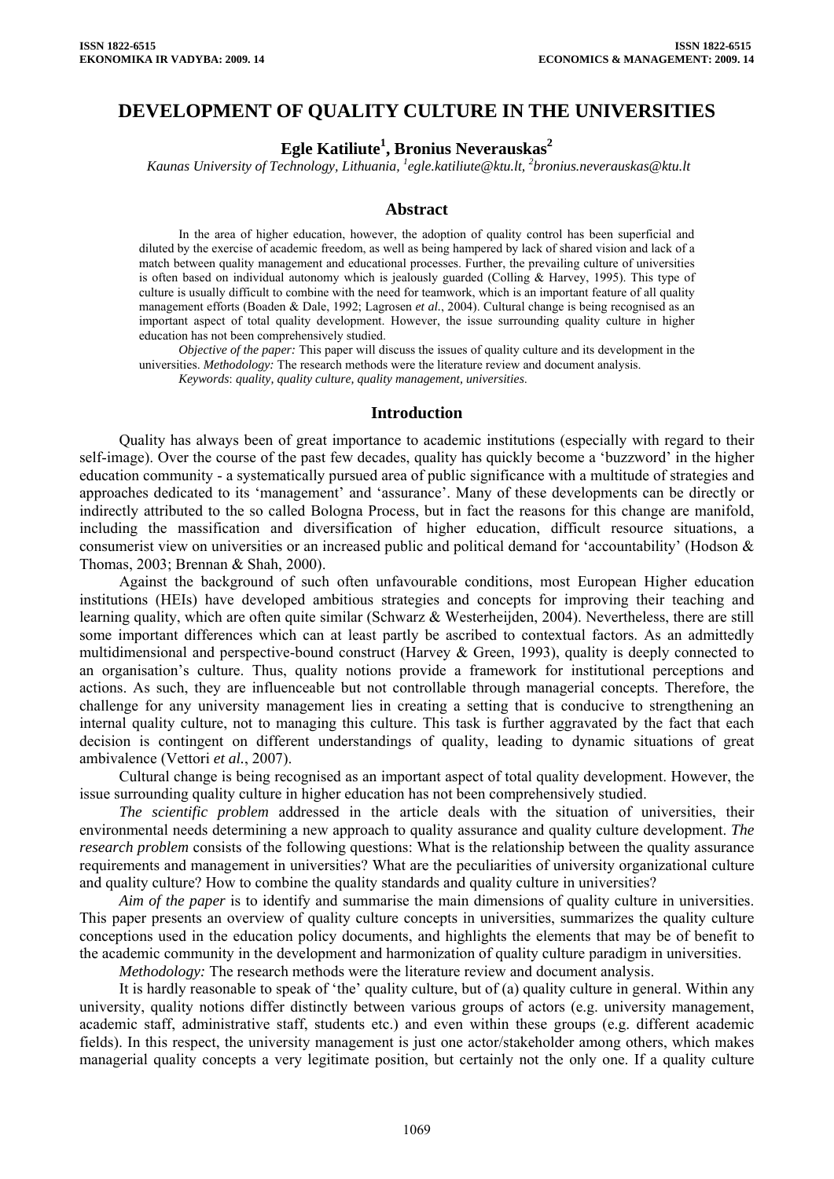# DEVELOPMENT OF QUALITY CULTURE IN THE UNIVERSITIES

**Egle Katiliute[1], Bronius Neverauskas[2]**

*Kaunas University of Technology, Lithuania, [1]egle.katiliute@ktu.lt, [2]bronius.neverauskas@ktu.lt*

## Abstract

In the area of higher education, however, the adoption of quality control has been superficial and diluted by the exercise of academic freedom, as well as being hampered by lack of shared vision and lack of a match between quality management and educational processes. Further, the prevailing culture of universities is often based on individual autonomy which is jealously guarded (Colling & Harvey, 1995). This type of culture is usually difficult to combine with the need for teamwork, which is an important feature of all quality management efforts (Boaden & Dale, 1992; Lagrosen *et al.*, 2004). Cultural change is being recognised as an important aspect of total quality development. However, the issue surrounding quality culture in higher education has not been comprehensively studied.

*Objective of the paper:* This paper will discuss the issues of quality culture and its development in the universities. *Methodology:* The research methods were the literature review and document analysis.

*Keywords*: *quality, quality culture, quality management, universities.*

## Introduction

Quality has always been of great importance to academic institutions (especially with regard to their self-image). Over the course of the past few decades, quality has quickly become a 'buzzword' in the higher education community - a systematically pursued area of public significance with a multitude of strategies and approaches dedicated to its 'management' and 'assurance'. Many of these developments can be directly or indirectly attributed to the so called Bologna Process, but in fact the reasons for this change are manifold, including the massification and diversification of higher education, difficult resource situations, a consumerist view on universities or an increased public and political demand for 'accountability' (Hodson & Thomas, 2003; Brennan & Shah, 2000).

Against the background of such often unfavourable conditions, most European Higher education institutions (HEIs) have developed ambitious strategies and concepts for improving their teaching and learning quality, which are often quite similar (Schwarz & Westerheijden, 2004). Nevertheless, there are still some important differences which can at least partly be ascribed to contextual factors. As an admittedly multidimensional and perspective-bound construct (Harvey & Green, 1993), quality is deeply connected to an organisation's culture. Thus, quality notions provide a framework for institutional perceptions and actions. As such, they are influenceable but not controllable through managerial concepts. Therefore, the challenge for any university management lies in creating a setting that is conducive to strengthening an internal quality culture, not to managing this culture. This task is further aggravated by the fact that each decision is contingent on different understandings of quality, leading to dynamic situations of great ambivalence (Vettori *et al.*, 2007).

Cultural change is being recognised as an important aspect of total quality development. However, the issue surrounding quality culture in higher education has not been comprehensively studied.

*The scientific problem* addressed in the article deals with the situation of universities, their environmental needs determining a new approach to quality assurance and quality culture development. *The research problem* consists of the following questions: What is the relationship between the quality assurance requirements and management in universities? What are the peculiarities of university organizational culture and quality culture? How to combine the quality standards and quality culture in universities?

*Aim of the paper* is to identify and summarise the main dimensions of quality culture in universities. This paper presents an overview of quality culture concepts in universities, summarizes the quality culture conceptions used in the education policy documents, and highlights the elements that may be of benefit to the academic community in the development and harmonization of quality culture paradigm in universities.

*Methodology:* The research methods were the literature review and document analysis.

It is hardly reasonable to speak of 'the' quality culture, but of (a) quality culture in general. Within any university, quality notions differ distinctly between various groups of actors (e.g. university management, academic staff, administrative staff, students etc.) and even within these groups (e.g. different academic fields). In this respect, the university management is just one actor/stakeholder among others, which makes managerial quality concepts a very legitimate position, but certainly not the only one. If a quality culture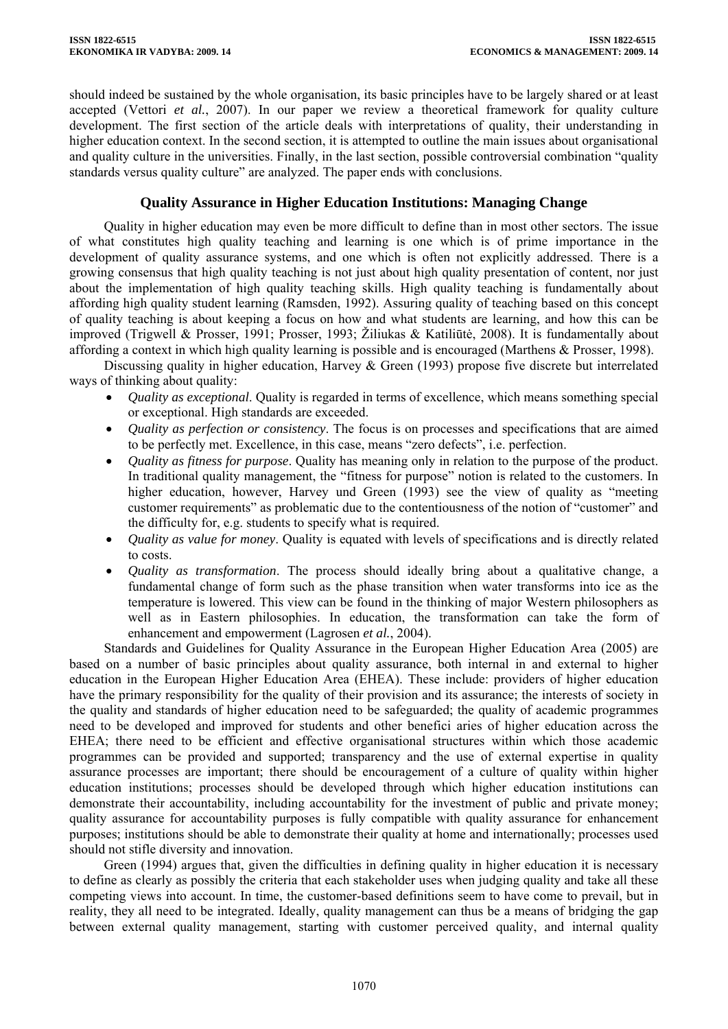should indeed be sustained by the whole organisation, its basic principles have to be largely shared or at least accepted (Vettori *et al.*, 2007). In our paper we review a theoretical framework for quality culture development. The first section of the article deals with interpretations of quality, their understanding in higher education context. In the second section, it is attempted to outline the main issues about organisational and quality culture in the universities. Finally, in the last section, possible controversial combination "quality standards versus quality culture" are analyzed. The paper ends with conclusions.

## Quality Assurance in Higher Education Institutions: Managing Change

Quality in higher education may even be more difficult to define than in most other sectors. The issue of what constitutes high quality teaching and learning is one which is of prime importance in the development of quality assurance systems, and one which is often not explicitly addressed. There is a growing consensus that high quality teaching is not just about high quality presentation of content, nor just about the implementation of high quality teaching skills. High quality teaching is fundamentally about affording high quality student learning (Ramsden, 1992). Assuring quality of teaching based on this concept of quality teaching is about keeping a focus on how and what students are learning, and how this can be improved (Trigwell & Prosser, 1991; Prosser, 1993; Žiliukas & Katiliūtė, 2008). It is fundamentally about affording a context in which high quality learning is possible and is encouraged (Marthens & Prosser, 1998).

Discussing quality in higher education, Harvey & Green (1993) propose five discrete but interrelated ways of thinking about quality:

- *Quality as exceptional*. Quality is regarded in terms of excellence, which means something special or exceptional. High standards are exceeded.
- *Quality as perfection or consistency*. The focus is on processes and specifications that are aimed to be perfectly met. Excellence, in this case, means "zero defects", i.e. perfection.
- *Quality as fitness for purpose*. Quality has meaning only in relation to the purpose of the product. In traditional quality management, the "fitness for purpose" notion is related to the customers. In higher education, however, Harvey und Green (1993) see the view of quality as "meeting customer requirements" as problematic due to the contentiousness of the notion of "customer" and the difficulty for, e.g. students to specify what is required.
- *Quality as value for money*. Quality is equated with levels of specifications and is directly related to costs.
- *Quality as transformation*. The process should ideally bring about a qualitative change, a fundamental change of form such as the phase transition when water transforms into ice as the temperature is lowered. This view can be found in the thinking of major Western philosophers as well as in Eastern philosophies. In education, the transformation can take the form of enhancement and empowerment (Lagrosen *et al.*, 2004).

Standards and Guidelines for Quality Assurance in the European Higher Education Area (2005) are based on a number of basic principles about quality assurance, both internal in and external to higher education in the European Higher Education Area (EHEA). These include: providers of higher education have the primary responsibility for the quality of their provision and its assurance; the interests of society in the quality and standards of higher education need to be safeguarded; the quality of academic programmes need to be developed and improved for students and other benefici aries of higher education across the EHEA; there need to be efficient and effective organisational structures within which those academic programmes can be provided and supported; transparency and the use of external expertise in quality assurance processes are important; there should be encouragement of a culture of quality within higher education institutions; processes should be developed through which higher education institutions can demonstrate their accountability, including accountability for the investment of public and private money; quality assurance for accountability purposes is fully compatible with quality assurance for enhancement purposes; institutions should be able to demonstrate their quality at home and internationally; processes used should not stifle diversity and innovation.

Green (1994) argues that, given the difficulties in defining quality in higher education it is necessary to define as clearly as possibly the criteria that each stakeholder uses when judging quality and take all these competing views into account. In time, the customer-based definitions seem to have come to prevail, but in reality, they all need to be integrated. Ideally, quality management can thus be a means of bridging the gap between external quality management, starting with customer perceived quality, and internal quality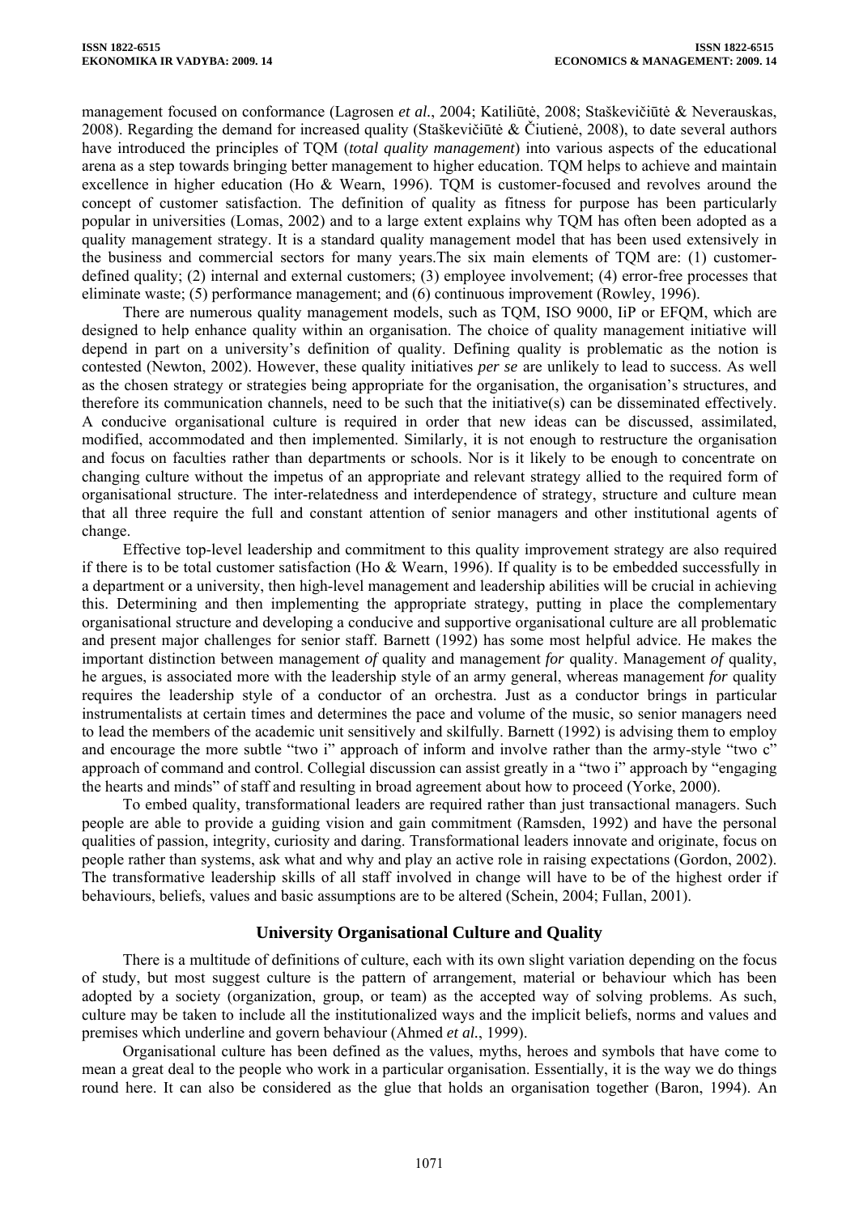management focused on conformance (Lagrosen *et al.*, 2004; Katiliūtė, 2008; Staškevičiūtė & Neverauskas, 2008). Regarding the demand for increased quality (Staškevičiūtė & Čiutienė, 2008), to date several authors have introduced the principles of TQM (*total quality management*) into various aspects of the educational arena as a step towards bringing better management to higher education. TQM helps to achieve and maintain excellence in higher education (Ho & Wearn, 1996). TQM is customer-focused and revolves around the concept of customer satisfaction. The definition of quality as fitness for purpose has been particularly popular in universities (Lomas, 2002) and to a large extent explains why TQM has often been adopted as a quality management strategy. It is a standard quality management model that has been used extensively in the business and commercial sectors for many years.The six main elements of TQM are: (1) customer-defined quality; (2) internal and external customers; (3) employee involvement; (4) error-free processes that eliminate waste; (5) performance management; and (6) continuous improvement (Rowley, 1996).

There are numerous quality management models, such as TQM, ISO 9000, IiP or EFQM, which are designed to help enhance quality within an organisation. The choice of quality management initiative will depend in part on a university's definition of quality. Defining quality is problematic as the notion is contested (Newton, 2002). However, these quality initiatives *per se* are unlikely to lead to success. As well as the chosen strategy or strategies being appropriate for the organisation, the organisation's structures, and therefore its communication channels, need to be such that the initiative(s) can be disseminated effectively. A conducive organisational culture is required in order that new ideas can be discussed, assimilated, modified, accommodated and then implemented. Similarly, it is not enough to restructure the organisation and focus on faculties rather than departments or schools. Nor is it likely to be enough to concentrate on changing culture without the impetus of an appropriate and relevant strategy allied to the required form of organisational structure. The inter-relatedness and interdependence of strategy, structure and culture mean that all three require the full and constant attention of senior managers and other institutional agents of change.

Effective top-level leadership and commitment to this quality improvement strategy are also required if there is to be total customer satisfaction (Ho & Wearn, 1996). If quality is to be embedded successfully in a department or a university, then high-level management and leadership abilities will be crucial in achieving this. Determining and then implementing the appropriate strategy, putting in place the complementary organisational structure and developing a conducive and supportive organisational culture are all problematic and present major challenges for senior staff. Barnett (1992) has some most helpful advice. He makes the important distinction between management *of* quality and management *for* quality. Management *of* quality, he argues, is associated more with the leadership style of an army general, whereas management *for* quality requires the leadership style of a conductor of an orchestra. Just as a conductor brings in particular instrumentalists at certain times and determines the pace and volume of the music, so senior managers need to lead the members of the academic unit sensitively and skilfully. Barnett (1992) is advising them to employ and encourage the more subtle "two i" approach of inform and involve rather than the army-style "two c" approach of command and control. Collegial discussion can assist greatly in a "two i" approach by "engaging the hearts and minds" of staff and resulting in broad agreement about how to proceed (Yorke, 2000).

To embed quality, transformational leaders are required rather than just transactional managers. Such people are able to provide a guiding vision and gain commitment (Ramsden, 1992) and have the personal qualities of passion, integrity, curiosity and daring. Transformational leaders innovate and originate, focus on people rather than systems, ask what and why and play an active role in raising expectations (Gordon, 2002). The transformative leadership skills of all staff involved in change will have to be of the highest order if behaviours, beliefs, values and basic assumptions are to be altered (Schein, 2004; Fullan, 2001).

## University Organisational Culture and Quality

There is a multitude of definitions of culture, each with its own slight variation depending on the focus of study, but most suggest culture is the pattern of arrangement, material or behaviour which has been adopted by a society (organization, group, or team) as the accepted way of solving problems. As such, culture may be taken to include all the institutionalized ways and the implicit beliefs, norms and values and premises which underline and govern behaviour (Ahmed *et al.*, 1999).

Organisational culture has been defined as the values, myths, heroes and symbols that have come to mean a great deal to the people who work in a particular organisation. Essentially, it is the way we do things round here. It can also be considered as the glue that holds an organisation together (Baron, 1994). An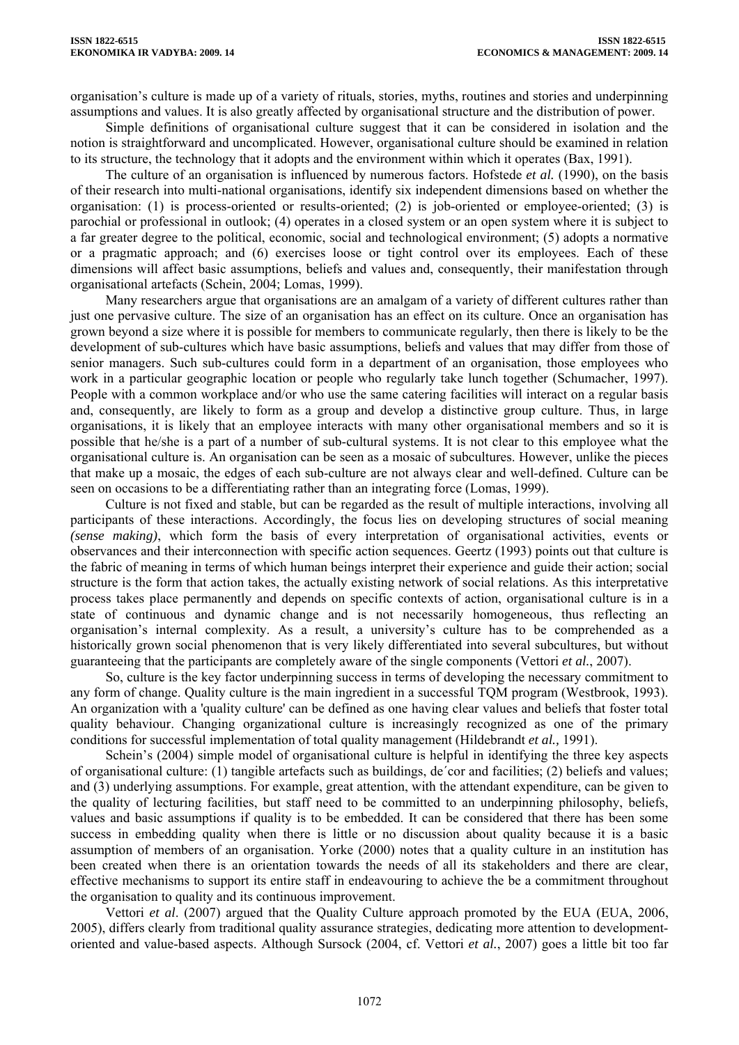organisation's culture is made up of a variety of rituals, stories, myths, routines and stories and underpinning assumptions and values. It is also greatly affected by organisational structure and the distribution of power.

Simple definitions of organisational culture suggest that it can be considered in isolation and the notion is straightforward and uncomplicated. However, organisational culture should be examined in relation to its structure, the technology that it adopts and the environment within which it operates (Bax, 1991).

The culture of an organisation is influenced by numerous factors. Hofstede *et al.* (1990), on the basis of their research into multi-national organisations, identify six independent dimensions based on whether the organisation: (1) is process-oriented or results-oriented; (2) is job-oriented or employee-oriented; (3) is parochial or professional in outlook; (4) operates in a closed system or an open system where it is subject to a far greater degree to the political, economic, social and technological environment; (5) adopts a normative or a pragmatic approach; and (6) exercises loose or tight control over its employees. Each of these dimensions will affect basic assumptions, beliefs and values and, consequently, their manifestation through organisational artefacts (Schein, 2004; Lomas, 1999).

Many researchers argue that organisations are an amalgam of a variety of different cultures rather than just one pervasive culture. The size of an organisation has an effect on its culture. Once an organisation has grown beyond a size where it is possible for members to communicate regularly, then there is likely to be the development of sub-cultures which have basic assumptions, beliefs and values that may differ from those of senior managers. Such sub-cultures could form in a department of an organisation, those employees who work in a particular geographic location or people who regularly take lunch together (Schumacher, 1997). People with a common workplace and/or who use the same catering facilities will interact on a regular basis and, consequently, are likely to form as a group and develop a distinctive group culture. Thus, in large organisations, it is likely that an employee interacts with many other organisational members and so it is possible that he/she is a part of a number of sub-cultural systems. It is not clear to this employee what the organisational culture is. An organisation can be seen as a mosaic of subcultures. However, unlike the pieces that make up a mosaic, the edges of each sub-culture are not always clear and well-defined. Culture can be seen on occasions to be a differentiating rather than an integrating force (Lomas, 1999).

Culture is not fixed and stable, but can be regarded as the result of multiple interactions, involving all participants of these interactions. Accordingly, the focus lies on developing structures of social meaning *(sense making)*, which form the basis of every interpretation of organisational activities, events or observances and their interconnection with specific action sequences. Geertz (1993) points out that culture is the fabric of meaning in terms of which human beings interpret their experience and guide their action; social structure is the form that action takes, the actually existing network of social relations. As this interpretative process takes place permanently and depends on specific contexts of action, organisational culture is in a state of continuous and dynamic change and is not necessarily homogeneous, thus reflecting an organisation's internal complexity. As a result, a university's culture has to be comprehended as a historically grown social phenomenon that is very likely differentiated into several subcultures, but without guaranteeing that the participants are completely aware of the single components (Vettori *et al.*, 2007).

So, culture is the key factor underpinning success in terms of developing the necessary commitment to any form of change. Quality culture is the main ingredient in a successful TQM program (Westbrook, 1993). An organization with a 'quality culture' can be defined as one having clear values and beliefs that foster total quality behaviour. Changing organizational culture is increasingly recognized as one of the primary conditions for successful implementation of total quality management (Hildebrandt *et al.,* 1991).

Schein's (2004) simple model of organisational culture is helpful in identifying the three key aspects of organisational culture: (1) tangible artefacts such as buildings, de´cor and facilities; (2) beliefs and values; and (3) underlying assumptions. For example, great attention, with the attendant expenditure, can be given to the quality of lecturing facilities, but staff need to be committed to an underpinning philosophy, beliefs, values and basic assumptions if quality is to be embedded. It can be considered that there has been some success in embedding quality when there is little or no discussion about quality because it is a basic assumption of members of an organisation. Yorke (2000) notes that a quality culture in an institution has been created when there is an orientation towards the needs of all its stakeholders and there are clear, effective mechanisms to support its entire staff in endeavouring to achieve the be a commitment throughout the organisation to quality and its continuous improvement.

Vettori *et al*. (2007) argued that the Quality Culture approach promoted by the EUA (EUA, 2006, 2005), differs clearly from traditional quality assurance strategies, dedicating more attention to development-oriented and value-based aspects. Although Sursock (2004, cf. Vettori *et al.*, 2007) goes a little bit too far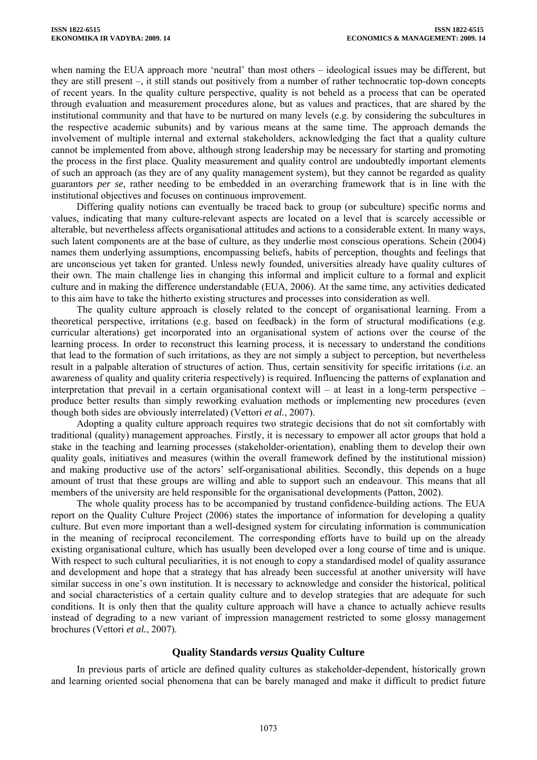when naming the EUA approach more 'neutral' than most others – ideological issues may be different, but they are still present –, it still stands out positively from a number of rather technocratic top-down concepts of recent years. In the quality culture perspective, quality is not beheld as a process that can be operated through evaluation and measurement procedures alone, but as values and practices, that are shared by the institutional community and that have to be nurtured on many levels (e.g. by considering the subcultures in the respective academic subunits) and by various means at the same time. The approach demands the involvement of multiple internal and external stakeholders, acknowledging the fact that a quality culture cannot be implemented from above, although strong leadership may be necessary for starting and promoting the process in the first place. Quality measurement and quality control are undoubtedly important elements of such an approach (as they are of any quality management system), but they cannot be regarded as quality guarantors *per se*, rather needing to be embedded in an overarching framework that is in line with the institutional objectives and focuses on continuous improvement.

Differing quality notions can eventually be traced back to group (or subculture) specific norms and values, indicating that many culture-relevant aspects are located on a level that is scarcely accessible or alterable, but nevertheless affects organisational attitudes and actions to a considerable extent. In many ways, such latent components are at the base of culture, as they underlie most conscious operations. Schein (2004) names them underlying assumptions, encompassing beliefs, habits of perception, thoughts and feelings that are unconscious yet taken for granted. Unless newly founded, universities already have quality cultures of their own. The main challenge lies in changing this informal and implicit culture to a formal and explicit culture and in making the difference understandable (EUA, 2006). At the same time, any activities dedicated to this aim have to take the hitherto existing structures and processes into consideration as well.

The quality culture approach is closely related to the concept of organisational learning. From a theoretical perspective, irritations (e.g. based on feedback) in the form of structural modifications (e.g. curricular alterations) get incorporated into an organisational system of actions over the course of the learning process. In order to reconstruct this learning process, it is necessary to understand the conditions that lead to the formation of such irritations, as they are not simply a subject to perception, but nevertheless result in a palpable alteration of structures of action. Thus, certain sensitivity for specific irritations (i.e. an awareness of quality and quality criteria respectively) is required. Influencing the patterns of explanation and interpretation that prevail in a certain organisational context will – at least in a long-term perspective – produce better results than simply reworking evaluation methods or implementing new procedures (even though both sides are obviously interrelated) (Vettori *et al.*, 2007).

Adopting a quality culture approach requires two strategic decisions that do not sit comfortably with traditional (quality) management approaches. Firstly, it is necessary to empower all actor groups that hold a stake in the teaching and learning processes (stakeholder-orientation), enabling them to develop their own quality goals, initiatives and measures (within the overall framework defined by the institutional mission) and making productive use of the actors' self-organisational abilities. Secondly, this depends on a huge amount of trust that these groups are willing and able to support such an endeavour. This means that all members of the university are held responsible for the organisational developments (Patton, 2002).

The whole quality process has to be accompanied by trustand confidence-building actions. The EUA report on the Quality Culture Project (2006) states the importance of information for developing a quality culture. But even more important than a well-designed system for circulating information is communication in the meaning of reciprocal reconcilement. The corresponding efforts have to build up on the already existing organisational culture, which has usually been developed over a long course of time and is unique. With respect to such cultural peculiarities, it is not enough to copy a standardised model of quality assurance and development and hope that a strategy that has already been successful at another university will have similar success in one's own institution. It is necessary to acknowledge and consider the historical, political and social characteristics of a certain quality culture and to develop strategies that are adequate for such conditions. It is only then that the quality culture approach will have a chance to actually achieve results instead of degrading to a new variant of impression management restricted to some glossy management brochures (Vettori *et al.*, 2007).

## Quality Standards *versus* Quality Culture

In previous parts of article are defined quality cultures as stakeholder-dependent, historically grown and learning oriented social phenomena that can be barely managed and make it difficult to predict future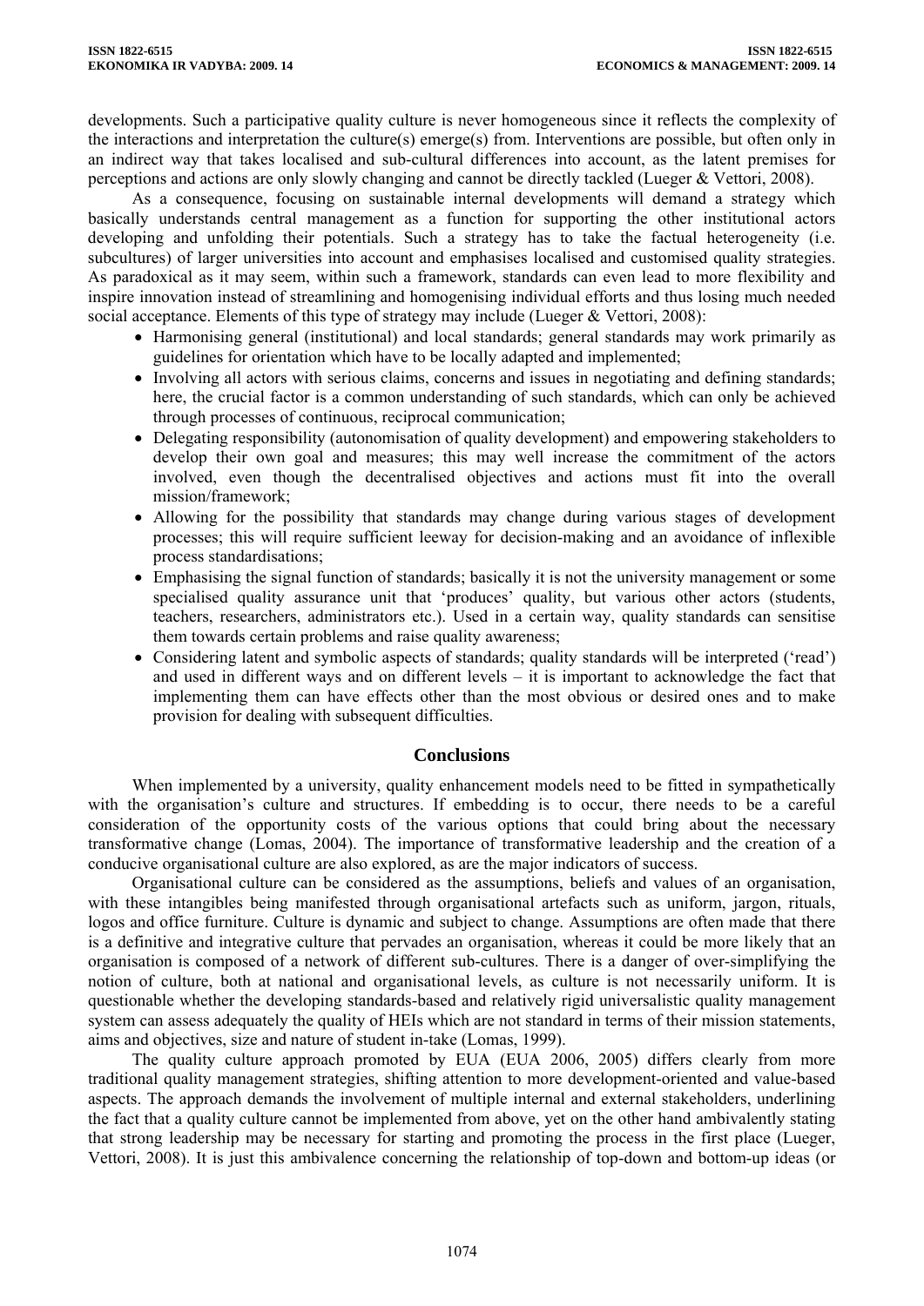developments. Such a participative quality culture is never homogeneous since it reflects the complexity of the interactions and interpretation the culture(s) emerge(s) from. Interventions are possible, but often only in an indirect way that takes localised and sub-cultural differences into account, as the latent premises for perceptions and actions are only slowly changing and cannot be directly tackled (Lueger & Vettori, 2008).

As a consequence, focusing on sustainable internal developments will demand a strategy which basically understands central management as a function for supporting the other institutional actors developing and unfolding their potentials. Such a strategy has to take the factual heterogeneity (i.e. subcultures) of larger universities into account and emphasises localised and customised quality strategies. As paradoxical as it may seem, within such a framework, standards can even lead to more flexibility and inspire innovation instead of streamlining and homogenising individual efforts and thus losing much needed social acceptance. Elements of this type of strategy may include (Lueger & Vettori, 2008):

- Harmonising general (institutional) and local standards; general standards may work primarily as guidelines for orientation which have to be locally adapted and implemented;
- Involving all actors with serious claims, concerns and issues in negotiating and defining standards; here, the crucial factor is a common understanding of such standards, which can only be achieved through processes of continuous, reciprocal communication;
- Delegating responsibility (autonomisation of quality development) and empowering stakeholders to develop their own goal and measures; this may well increase the commitment of the actors involved, even though the decentralised objectives and actions must fit into the overall mission/framework;
- Allowing for the possibility that standards may change during various stages of development processes; this will require sufficient leeway for decision-making and an avoidance of inflexible process standardisations;
- Emphasising the signal function of standards; basically it is not the university management or some specialised quality assurance unit that 'produces' quality, but various other actors (students, teachers, researchers, administrators etc.). Used in a certain way, quality standards can sensitise them towards certain problems and raise quality awareness;
- Considering latent and symbolic aspects of standards; quality standards will be interpreted ('read') and used in different ways and on different levels – it is important to acknowledge the fact that implementing them can have effects other than the most obvious or desired ones and to make provision for dealing with subsequent difficulties.

## Conclusions

When implemented by a university, quality enhancement models need to be fitted in sympathetically with the organisation's culture and structures. If embedding is to occur, there needs to be a careful consideration of the opportunity costs of the various options that could bring about the necessary transformative change (Lomas, 2004). The importance of transformative leadership and the creation of a conducive organisational culture are also explored, as are the major indicators of success.

Organisational culture can be considered as the assumptions, beliefs and values of an organisation, with these intangibles being manifested through organisational artefacts such as uniform, jargon, rituals, logos and office furniture. Culture is dynamic and subject to change. Assumptions are often made that there is a definitive and integrative culture that pervades an organisation, whereas it could be more likely that an organisation is composed of a network of different sub-cultures. There is a danger of over-simplifying the notion of culture, both at national and organisational levels, as culture is not necessarily uniform. It is questionable whether the developing standards-based and relatively rigid universalistic quality management system can assess adequately the quality of HEIs which are not standard in terms of their mission statements, aims and objectives, size and nature of student in-take (Lomas, 1999).

The quality culture approach promoted by EUA (EUA 2006, 2005) differs clearly from more traditional quality management strategies, shifting attention to more development-oriented and value-based aspects. The approach demands the involvement of multiple internal and external stakeholders, underlining the fact that a quality culture cannot be implemented from above, yet on the other hand ambivalently stating that strong leadership may be necessary for starting and promoting the process in the first place (Lueger, Vettori, 2008). It is just this ambivalence concerning the relationship of top-down and bottom-up ideas (or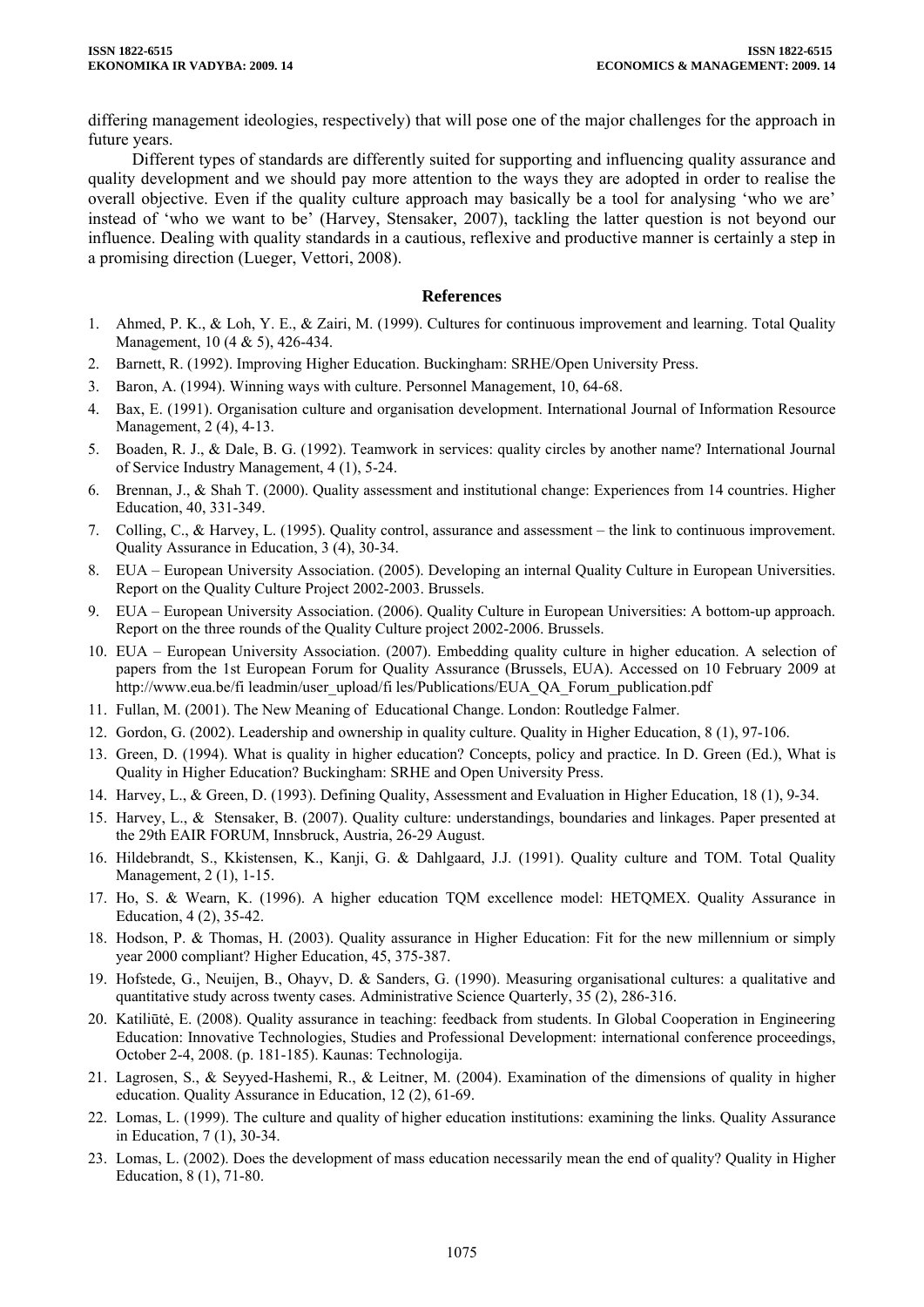differing management ideologies, respectively) that will pose one of the major challenges for the approach in future years.

Different types of standards are differently suited for supporting and influencing quality assurance and quality development and we should pay more attention to the ways they are adopted in order to realise the overall objective. Even if the quality culture approach may basically be a tool for analysing 'who we are' instead of 'who we want to be' (Harvey, Stensaker, 2007), tackling the latter question is not beyond our influence. Dealing with quality standards in a cautious, reflexive and productive manner is certainly a step in a promising direction (Lueger, Vettori, 2008).

## References

1. Ahmed, P. K., & Loh, Y. E., & Zairi, M. (1999). Cultures for continuous improvement and learning. Total Quality Management, 10 (4 & 5), 426-434.
2. Barnett, R. (1992). Improving Higher Education. Buckingham: SRHE/Open University Press.
3. Baron, A. (1994). Winning ways with culture. Personnel Management, 10, 64-68.
4. Bax, E. (1991). Organisation culture and organisation development. International Journal of Information Resource Management, 2 (4), 4-13.
5. Boaden, R. J., & Dale, B. G. (1992). Teamwork in services: quality circles by another name? International Journal of Service Industry Management, 4 (1), 5-24.
6. Brennan, J., & Shah T. (2000). Quality assessment and institutional change: Experiences from 14 countries. Higher Education, 40, 331-349.
7. Colling, C., & Harvey, L. (1995). Quality control, assurance and assessment – the link to continuous improvement. Quality Assurance in Education, 3 (4), 30-34.
8. EUA – European University Association. (2005). Developing an internal Quality Culture in European Universities. Report on the Quality Culture Project 2002-2003. Brussels.
9. EUA – European University Association. (2006). Quality Culture in European Universities: A bottom-up approach. Report on the three rounds of the Quality Culture project 2002-2006. Brussels.
10. EUA – European University Association. (2007). Embedding quality culture in higher education. A selection of papers from the 1st European Forum for Quality Assurance (Brussels, EUA). Accessed on 10 February 2009 at http://www.eua.be/fi leadmin/user_upload/fi les/Publications/EUA_QA_Forum_publication.pdf
11. Fullan, M. (2001). The New Meaning of Educational Change. London: Routledge Falmer.
12. Gordon, G. (2002). Leadership and ownership in quality culture. Quality in Higher Education, 8 (1), 97-106.
13. Green, D. (1994). What is quality in higher education? Concepts, policy and practice. In D. Green (Ed.), What is Quality in Higher Education? Buckingham: SRHE and Open University Press.
14. Harvey, L., & Green, D. (1993). Defining Quality, Assessment and Evaluation in Higher Education, 18 (1), 9-34.
15. Harvey, L., & Stensaker, B. (2007). Quality culture: understandings, boundaries and linkages. Paper presented at the 29th EAIR FORUM, Innsbruck, Austria, 26-29 August.
16. Hildebrandt, S., Kkistensen, K., Kanji, G. & Dahlgaard, J.J. (1991). Quality culture and TOM. Total Quality Management, 2 (1), 1-15.
17. Ho, S. & Wearn, K. (1996). A higher education TQM excellence model: HETQMEX. Quality Assurance in Education, 4 (2), 35-42.
18. Hodson, P. & Thomas, H. (2003). Quality assurance in Higher Education: Fit for the new millennium or simply year 2000 compliant? Higher Education, 45, 375-387.
19. Hofstede, G., Neuijen, B., Ohayv, D. & Sanders, G. (1990). Measuring organisational cultures: a qualitative and quantitative study across twenty cases. Administrative Science Quarterly, 35 (2), 286-316.
20. Katiliūtė, E. (2008). Quality assurance in teaching: feedback from students. In Global Cooperation in Engineering Education: Innovative Technologies, Studies and Professional Development: international conference proceedings, October 2-4, 2008. (p. 181-185). Kaunas: Technologija.
21. Lagrosen, S., & Seyyed-Hashemi, R., & Leitner, M. (2004). Examination of the dimensions of quality in higher education. Quality Assurance in Education, 12 (2), 61-69.
22. Lomas, L. (1999). The culture and quality of higher education institutions: examining the links. Quality Assurance in Education, 7 (1), 30-34.
23. Lomas, L. (2002). Does the development of mass education necessarily mean the end of quality? Quality in Higher Education, 8 (1), 71-80.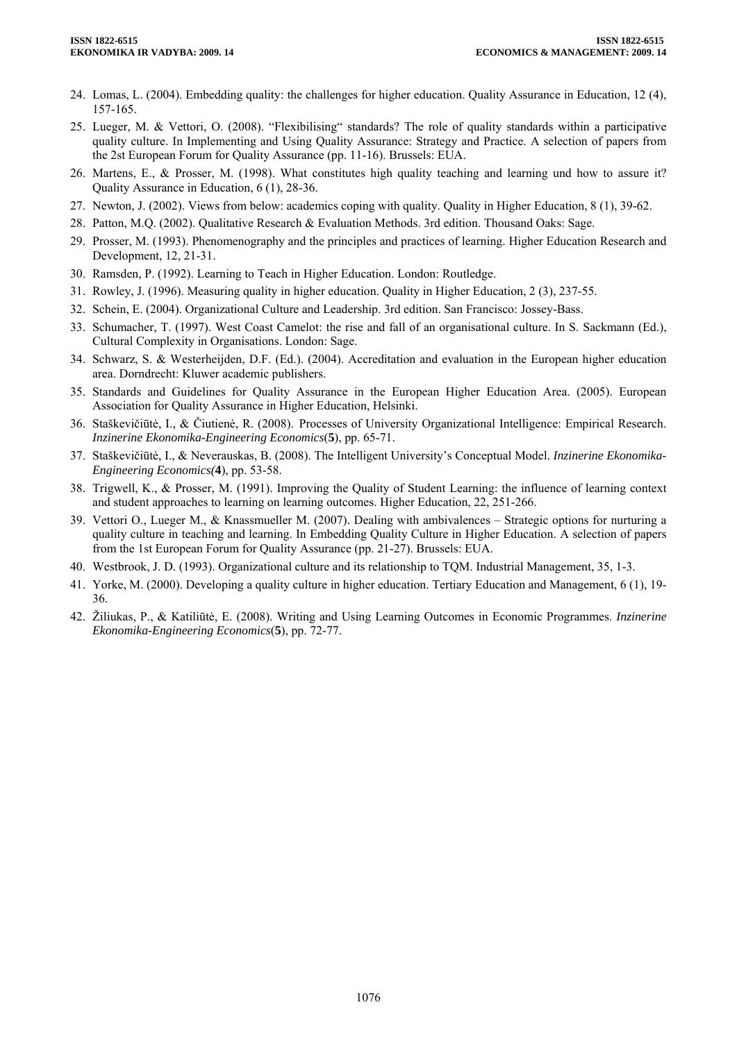24. Lomas, L. (2004). Embedding quality: the challenges for higher education. Quality Assurance in Education, 12 (4), 157-165.
25. Lueger, M. & Vettori, O. (2008). "Flexibilising" standards? The role of quality standards within a participative quality culture. In Implementing and Using Quality Assurance: Strategy and Practice. A selection of papers from the 2st European Forum for Quality Assurance (pp. 11-16). Brussels: EUA.
26. Martens, E., & Prosser, M. (1998). What constitutes high quality teaching and learning und how to assure it? Quality Assurance in Education, 6 (1), 28-36.
27. Newton, J. (2002). Views from below: academics coping with quality. Quality in Higher Education, 8 (1), 39-62.
28. Patton, M.Q. (2002). Qualitative Research & Evaluation Methods. 3rd edition. Thousand Oaks: Sage.
29. Prosser, M. (1993). Phenomenography and the principles and practices of learning. Higher Education Research and Development, 12, 21-31.
30. Ramsden, P. (1992). Learning to Teach in Higher Education. London: Routledge.
31. Rowley, J. (1996). Measuring quality in higher education. Quality in Higher Education, 2 (3), 237-55.
32. Schein, E. (2004). Organizational Culture and Leadership. 3rd edition. San Francisco: Jossey-Bass.
33. Schumacher, T. (1997). West Coast Camelot: the rise and fall of an organisational culture. In S. Sackmann (Ed.), Cultural Complexity in Organisations. London: Sage.
34. Schwarz, S. & Westerheijden, D.F. (Ed.). (2004). Accreditation and evaluation in the European higher education area. Dorndrecht: Kluwer academic publishers.
35. Standards and Guidelines for Quality Assurance in the European Higher Education Area. (2005). European Association for Quality Assurance in Higher Education, Helsinki.
36. Staškevičiūtė, I., & Čiutienė, R. (2008). Processes of University Organizational Intelligence: Empirical Research. *Inzinerine Ekonomika-Engineering Economics*(**5**), pp. 65-71.
37. Staškevičiūtė, I., & Neverauskas, B. (2008). The Intelligent University's Conceptual Model. *Inzinerine Ekonomika-Engineering Economics(***4**), pp. 53-58.
38. Trigwell, K., & Prosser, M. (1991). Improving the Quality of Student Learning: the influence of learning context and student approaches to learning on learning outcomes. Higher Education, 22, 251-266.
39. Vettori O., Lueger M., & Knassmueller M. (2007). Dealing with ambivalences – Strategic options for nurturing a quality culture in teaching and learning. In Embedding Quality Culture in Higher Education. A selection of papers from the 1st European Forum for Quality Assurance (pp. 21-27). Brussels: EUA.
40. Westbrook, J. D. (1993). Organizational culture and its relationship to TQM. Industrial Management, 35, 1-3.
41. Yorke, M. (2000). Developing a quality culture in higher education. Tertiary Education and Management, 6 (1), 19-36.
42. Žiliukas, P., & Katiliūtė, E. (2008). Writing and Using Learning Outcomes in Economic Programmes. *Inzinerine Ekonomika-Engineering Economics*(**5**), pp. 72-77.